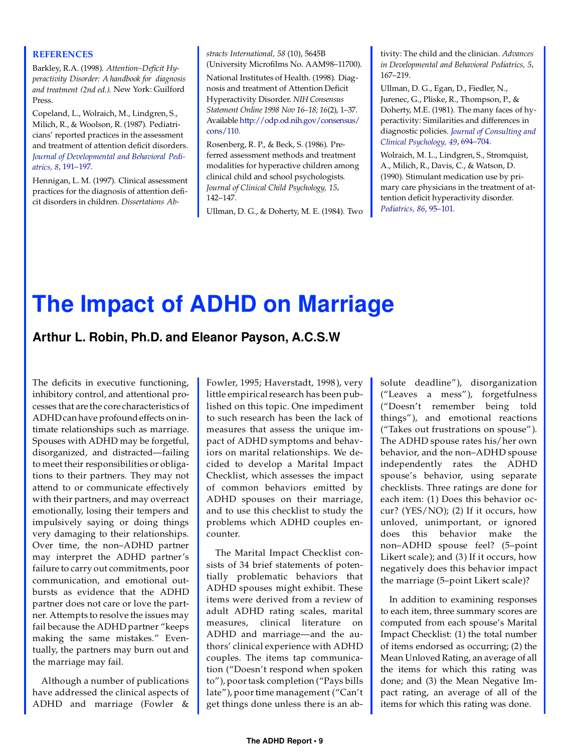## REFERENCES

Barkley, R.A. (1998). *Attention–Deficit Hyperactivity Disorder: A handbook for diagnosis and treatment (2nd ed.).* New York: Guilford Press.

Copeland, L., Wolraich, M., Lindgren, S., Milich, R., & Woolson, R. (1987). Pediatricians' reported practices in the assessment and treatment of attention deficit disorders. *Journal of Developmental and Behavioral Pediatrics, 8*, 191–197.

Hennigan, L. M. (1997). Clinical assessment practices for the diagnosis of attention deficit disorders in children. *Dissertations Abstracts International, 58* (10), 5645B (University Microfilms No. AAM98–11700).

National Institutes of Health. (1998). Diagnosis and treatment of Attention Deficit Hyperactivity Disorder. *NIH Consensus Statement Online 1998 Nov 16–18; 16*(2), 1–37. Available http://odp.od.nih.gov/consensus/cons/110.

Rosenberg, R. P., & Beck, S. (1986). Preferred assessment methods and treatment modalities for hyperactive children among clinical child and school psychologists. *Journal of Clinical Child Psychology, 15*, 142–147.

Ullman, D. G., & Doherty, M. E. (1984). Two tivity: The child and the clinician. *Advances in Developmental and Behavioral Pediatrics, 5*, 167–219.

Ullman, D. G., Egan, D., Fiedler, N., Jurenec, G., Pliske, R., Thompson, P., & Doherty, M.E. (1981). The many faces of hyperactivity: Similarities and differences in diagnostic policies. *Journal of Consulting and Clinical Psychology, 49*, 694–704.

Wolraich, M. L., Lindgren, S., Stromquist, A., Milich, R., Davis, C., & Watson, D. (1990). Stimulant medication use by primary care physicians in the treatment of attention deficit hyperactivity disorder. *Pediatrics, 86*, 95–101.

# The Impact of ADHD on Marriage

**Arthur L. Robin, Ph.D. and Eleanor Payson, A.C.S.W**

The deficits in executive functioning, inhibitory control, and attentional processes that are the core characteristics of ADHD can have profound effects on intimate relationships such as marriage. Spouses with ADHD may be forgetful, disorganized, and distracted—failing to meet their responsibilities or obligations to their partners. They may not attend to or communicate effectively with their partners, and may overreact emotionally, losing their tempers and impulsively saying or doing things very damaging to their relationships. Over time, the non–ADHD partner may interpret the ADHD partner's failure to carry out commitments, poor communication, and emotional outbursts as evidence that the ADHD partner does not care or love the partner. Attempts to resolve the issues may fail because the ADHD partner "keeps making the same mistakes." Eventually, the partners may burn out and the marriage may fail.

Although a number of publications have addressed the clinical aspects of ADHD and marriage (Fowler & Fowler, 1995; Haverstadt, 1998), very little empirical research has been published on this topic. One impediment to such research has been the lack of measures that assess the unique impact of ADHD symptoms and behaviors on marital relationships. We decided to develop a Marital Impact Checklist, which assesses the impact of common behaviors emitted by ADHD spouses on their marriage, and to use this checklist to study the problems which ADHD couples encounter.

The Marital Impact Checklist consists of 34 brief statements of potentially problematic behaviors that ADHD spouses might exhibit. These items were derived from a review of adult ADHD rating scales, marital measures, clinical literature on ADHD and marriage—and the authors' clinical experience with ADHD couples. The items tap communication ("Doesn't respond when spoken to"), poor task completion ("Pays bills late"), poor time management ("Can't get things done unless there is an absolute deadline"), disorganization ("Leaves a mess"), forgetfulness ("Doesn't remember being told things"), and emotional reactions ("Takes out frustrations on spouse"). The ADHD spouse rates his/her own behavior, and the non–ADHD spouse independently rates the ADHD spouse's behavior, using separate checklists. Three ratings are done for each item: (1) Does this behavior occur? (YES/NO); (2) If it occurs, how unloved, unimportant, or ignored does this behavior make the non–ADHD spouse feel? (5–point Likert scale); and (3) If it occurs, how negatively does this behavior impact the marriage (5–point Likert scale)?

In addition to examining responses to each item, three summary scores are computed from each spouse's Marital Impact Checklist: (1) the total number of items endorsed as occurring; (2) the Mean Unloved Rating, an average of all the items for which this rating was done; and (3) the Mean Negative Impact rating, an average of all of the items for which this rating was done.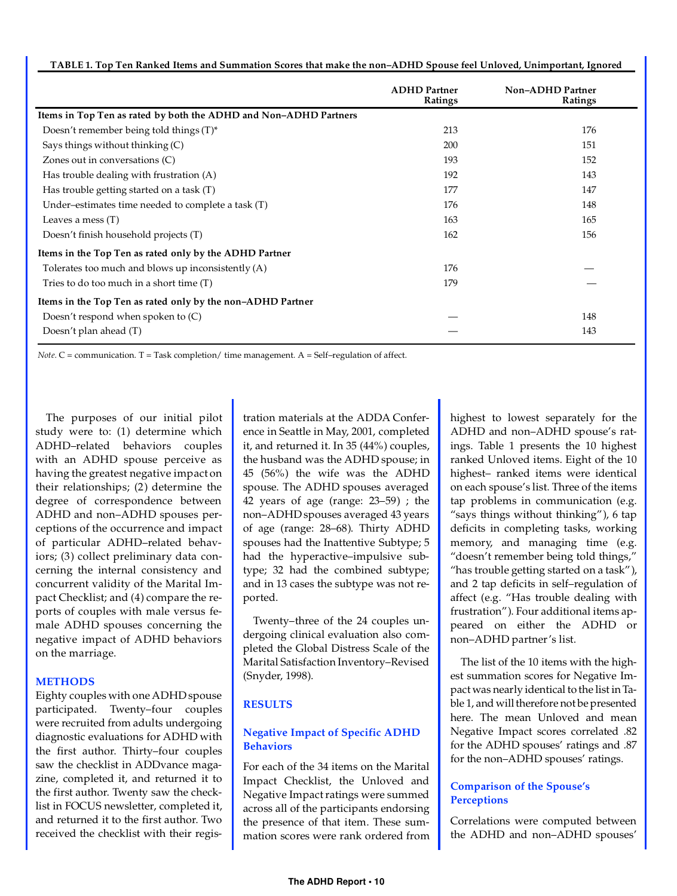**TABLE 1. Top Ten Ranked Items and Summation Scores that make the non–ADHD Spouse feel Unloved, Unimportant, Ignored**

| | ADHD Partner Ratings | Non–ADHD Partner Ratings |
|---|---|---|
| **Items in Top Ten as rated by both the ADHD and Non–ADHD Partners** | | |
| Doesn't remember being told things (T)* | 213 | 176 |
| Says things without thinking (C) | 200 | 151 |
| Zones out in conversations (C) | 193 | 152 |
| Has trouble dealing with frustration (A) | 192 | 143 |
| Has trouble getting started on a task (T) | 177 | 147 |
| Under–estimates time needed to complete a task (T) | 176 | 148 |
| Leaves a mess (T) | 163 | 165 |
| Doesn't finish household projects (T) | 162 | 156 |
| **Items in the Top Ten as rated only by the ADHD Partner** | | |
| Tolerates too much and blows up inconsistently (A) | 176 | — |
| Tries to do too much in a short time (T) | 179 | — |
| **Items in the Top Ten as rated only by the non–ADHD Partner** | | |
| Doesn't respond when spoken to (C) | — | 148 |
| Doesn't plan ahead (T) | — | 143 |

*Note.* C = communication. T = Task completion/ time management. A = Self–regulation of affect.

The purposes of our initial pilot study were to: (1) determine which ADHD–related behaviors couples with an ADHD spouse perceive as having the greatest negative impact on their relationships; (2) determine the degree of correspondence between ADHD and non–ADHD spouses perceptions of the occurrence and impact of particular ADHD–related behaviors; (3) collect preliminary data concerning the internal consistency and concurrent validity of the Marital Impact Checklist; and (4) compare the reports of couples with male versus female ADHD spouses concerning the negative impact of ADHD behaviors on the marriage.

## METHODS

Eighty couples with one ADHD spouse participated. Twenty–four couples were recruited from adults undergoing diagnostic evaluations for ADHD with the first author. Thirty–four couples saw the checklist in ADDvance magazine, completed it, and returned it to the first author. Twenty saw the checklist in FOCUS newsletter, completed it, and returned it to the first author. Two received the checklist with their registration materials at the ADDA Conference in Seattle in May, 2001, completed it, and returned it. In 35 (44%) couples, the husband was the ADHD spouse; in 45 (56%) the wife was the ADHD spouse. The ADHD spouses averaged 42 years of age (range: 23–59) ; the non–ADHD spouses averaged 43 years of age (range: 28–68). Thirty ADHD spouses had the Inattentive Subtype; 5 had the hyperactive–impulsive subtype; 32 had the combined subtype; and in 13 cases the subtype was not reported.

Twenty–three of the 24 couples undergoing clinical evaluation also completed the Global Distress Scale of the Marital Satisfaction Inventory–Revised (Snyder, 1998).

## RESULTS

### Negative Impact of Specific ADHD Behaviors

For each of the 34 items on the Marital Impact Checklist, the Unloved and Negative Impact ratings were summed across all of the participants endorsing the presence of that item. These summation scores were rank ordered from highest to lowest separately for the ADHD and non–ADHD spouse's ratings. Table 1 presents the 10 highest ranked Unloved items. Eight of the 10 highest– ranked items were identical on each spouse's list. Three of the items tap problems in communication (e.g. "says things without thinking"), 6 tap deficits in completing tasks, working memory, and managing time (e.g. "doesn't remember being told things," "has trouble getting started on a task"), and 2 tap deficits in self–regulation of affect (e.g. "Has trouble dealing with frustration"). Four additional items appeared on either the ADHD or non–ADHD partner's list.

The list of the 10 items with the highest summation scores for Negative Impact was nearly identical to the list in Table 1, and will therefore not be presented here. The mean Unloved and mean Negative Impact scores correlated .82 for the ADHD spouses' ratings and .87 for the non–ADHD spouses' ratings.

### Comparison of the Spouse's Perceptions

Correlations were computed between the ADHD and non–ADHD spouses'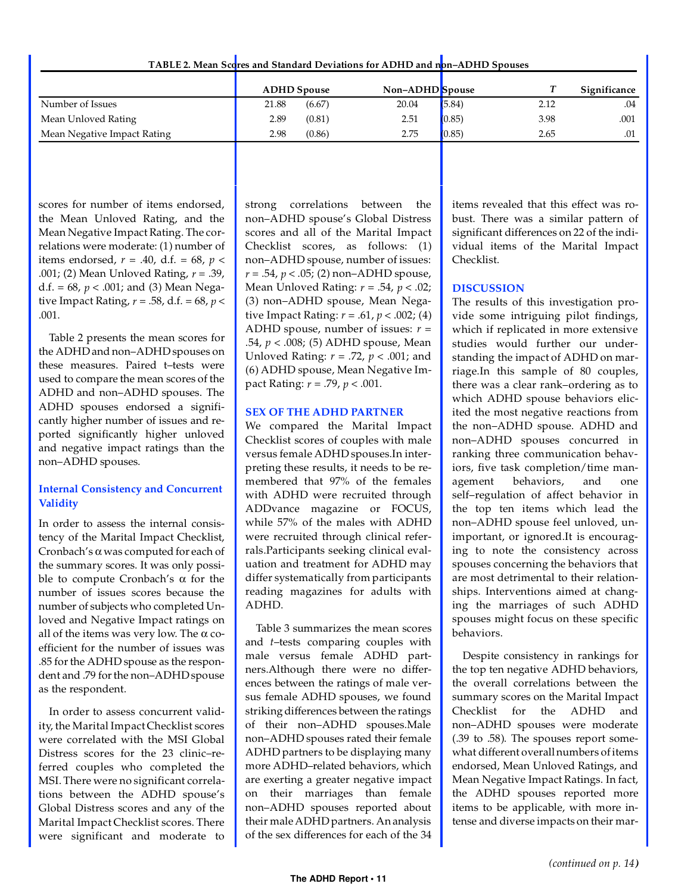**TABLE 2. Mean Scores and Standard Deviations for ADHD and non–ADHD Spouses**

| | ADHD Spouse | | Non–ADHD Spouse | | *T* | Significance |
|---|---|---|---|---|---|---|
| Number of Issues | 21.88 | (6.67) | 20.04 | (5.84) | 2.12 | .04 |
| Mean Unloved Rating | 2.89 | (0.81) | 2.51 | (0.85) | 3.98 | .001 |
| Mean Negative Impact Rating | 2.98 | (0.86) | 2.75 | (0.85) | 2.65 | .01 |

scores for number of items endorsed, the Mean Unloved Rating, and the Mean Negative Impact Rating. The correlations were moderate: (1) number of items endorsed, $r = .40$, d.f. = 68, $p < .001$; (2) Mean Unloved Rating, $r = .39$, d.f. = 68, $p < .001$; and (3) Mean Negative Impact Rating, $r = .58$, d.f. = 68, $p < .001$.

Table 2 presents the mean scores for the ADHD and non–ADHD spouses on these measures. Paired t–tests were used to compare the mean scores of the ADHD and non–ADHD spouses. The ADHD spouses endorsed a significantly higher number of issues and reported significantly higher unloved and negative impact ratings than the non–ADHD spouses.

### Internal Consistency and Concurrent Validity

In order to assess the internal consistency of the Marital Impact Checklist, Cronbach's α was computed for each of the summary scores. It was only possible to compute Cronbach's α for the number of issues scores because the number of subjects who completed Unloved and Negative Impact ratings on all of the items was very low. The α coefficient for the number of issues was .85 for the ADHD spouse as the respondent and .79 for the non–ADHD spouse as the respondent.

In order to assess concurrent validity, the Marital Impact Checklist scores were correlated with the MSI Global Distress scores for the 23 clinic–referred couples who completed the MSI. There were no significant correlations between the ADHD spouse's Global Distress scores and any of the Marital Impact Checklist scores. There were significant and moderate to strong correlations between the non–ADHD spouse's Global Distress scores and all of the Marital Impact Checklist scores, as follows: (1) non–ADHD spouse, number of issues: $r = .54$, $p < .05$; (2) non–ADHD spouse, Mean Unloved Rating: $r = .54$, $p < .02$; (3) non–ADHD spouse, Mean Negative Impact Rating: $r = .61$, $p < .002$; (4) ADHD spouse, number of issues: $r = .54$, $p < .008$; (5) ADHD spouse, Mean Unloved Rating: $r = .72$, $p < .001$; and (6) ADHD spouse, Mean Negative Impact Rating: $r = .79$, $p < .001$.

### SEX OF THE ADHD PARTNER

We compared the Marital Impact Checklist scores of couples with male versus female ADHD spouses.In interpreting these results, it needs to be remembered that 97% of the females with ADHD were recruited through ADDvance magazine or FOCUS, while 57% of the males with ADHD were recruited through clinical referrals.Participants seeking clinical evaluation and treatment for ADHD may differ systematically from participants reading magazines for adults with ADHD.

Table 3 summarizes the mean scores and *t*–tests comparing couples with male versus female ADHD partners.Although there were no differences between the ratings of male versus female ADHD spouses, we found striking differences between the ratings of their non–ADHD spouses.Male non–ADHD spouses rated their female ADHD partners to be displaying many more ADHD–related behaviors, which are exerting a greater negative impact on their marriages than female non–ADHD spouses reported about their male ADHD partners. An analysis of the sex differences for each of the 34 items revealed that this effect was robust. There was a similar pattern of significant differences on 22 of the individual items of the Marital Impact Checklist.

### DISCUSSION

The results of this investigation provide some intriguing pilot findings, which if replicated in more extensive studies would further our understanding the impact of ADHD on marriage.In this sample of 80 couples, there was a clear rank–ordering as to which ADHD spouse behaviors elicited the most negative reactions from the non–ADHD spouse. ADHD and non–ADHD spouses concurred in ranking three communication behaviors, five task completion/time management behaviors, and one self–regulation of affect behavior in the top ten items which lead the non–ADHD spouse feel unloved, unimportant, or ignored.It is encouraging to note the consistency across spouses concerning the behaviors that are most detrimental to their relationships. Interventions aimed at changing the marriages of such ADHD spouses might focus on these specific behaviors.

Despite consistency in rankings for the top ten negative ADHD behaviors, the overall correlations between the summary scores on the Marital Impact Checklist for the ADHD and non–ADHD spouses were moderate (.39 to .58). The spouses report somewhat different overall numbers of items endorsed, Mean Unloved Ratings, and Mean Negative Impact Ratings. In fact, the ADHD spouses reported more items to be applicable, with more intense and diverse impacts on their mar-

*(continued on p. 14)*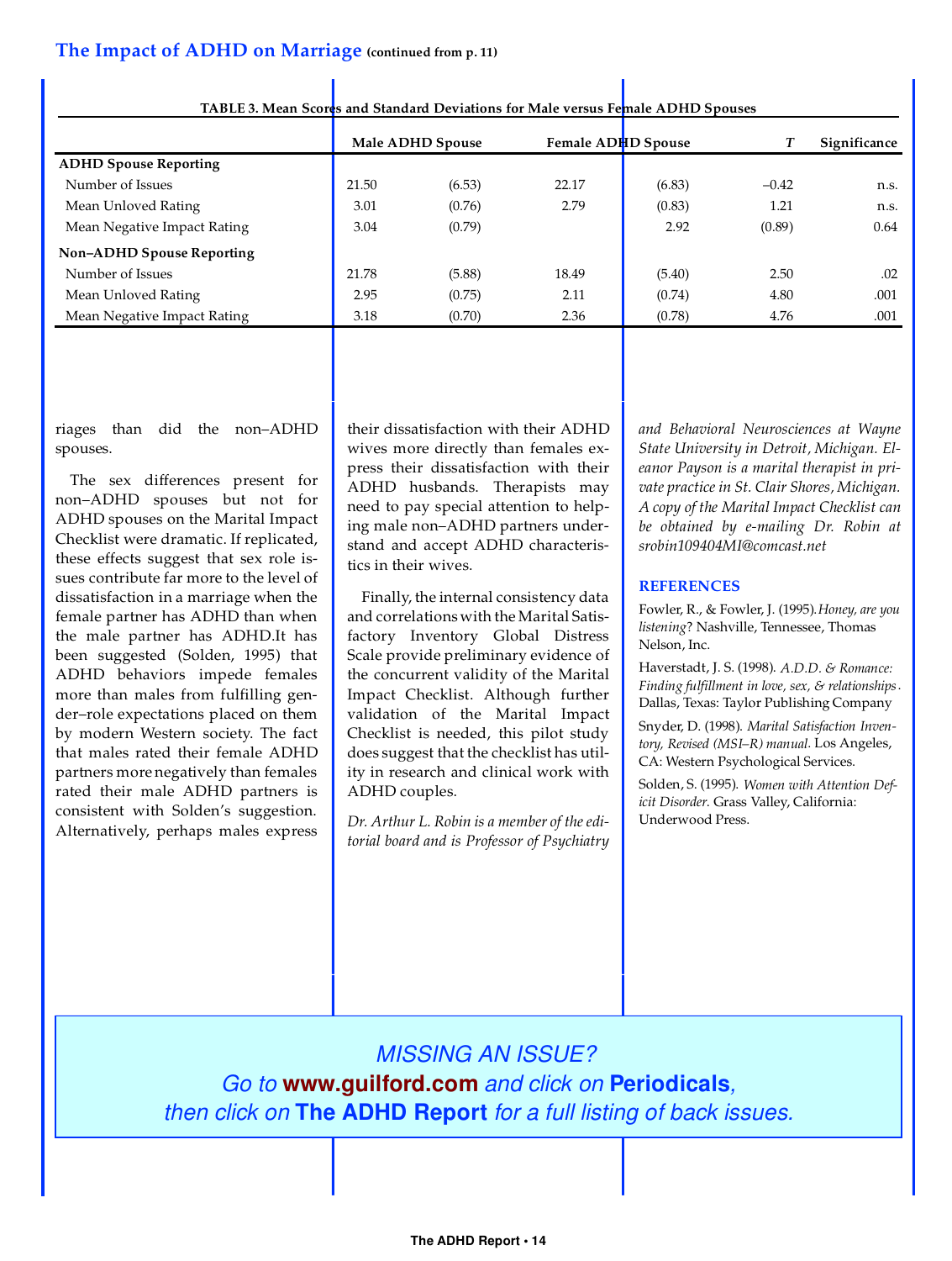## The Impact of ADHD on Marriage **(continued from p. 11)**

**TABLE 3. Mean Scores and Standard Deviations for Male versus Female ADHD Spouses**

| | Male ADHD Spouse | | Female ADHD Spouse | | *T* | Significance |
|---|---|---|---|---|---|---|
| **ADHD Spouse Reporting** | | | | | | |
| Number of Issues | 21.50 | (6.53) | 22.17 | (6.83) | −0.42 | n.s. |
| Mean Unloved Rating | 3.01 | (0.76) | 2.79 | (0.83) | 1.21 | n.s. |
| Mean Negative Impact Rating | 3.04 | (0.79) | | 2.92 | (0.89) | 0.64 |
| **Non–ADHD Spouse Reporting** | | | | | | |
| Number of Issues | 21.78 | (5.88) | 18.49 | (5.40) | 2.50 | .02 |
| Mean Unloved Rating | 2.95 | (0.75) | 2.11 | (0.74) | 4.80 | .001 |
| Mean Negative Impact Rating | 3.18 | (0.70) | 2.36 | (0.78) | 4.76 | .001 |

riages than did the non–ADHD spouses.

The sex differences present for non–ADHD spouses but not for ADHD spouses on the Marital Impact Checklist were dramatic. If replicated, these effects suggest that sex role issues contribute far more to the level of dissatisfaction in a marriage when the female partner has ADHD than when the male partner has ADHD.It has been suggested (Solden, 1995) that ADHD behaviors impede females more than males from fulfilling gender–role expectations placed on them by modern Western society. The fact that males rated their female ADHD partners more negatively than females rated their male ADHD partners is consistent with Solden's suggestion. Alternatively, perhaps males express their dissatisfaction with their ADHD wives more directly than females express their dissatisfaction with their ADHD husbands. Therapists may need to pay special attention to helping male non–ADHD partners understand and accept ADHD characteristics in their wives.

Finally, the internal consistency data and correlations with the Marital Satisfactory Inventory Global Distress Scale provide preliminary evidence of the concurrent validity of the Marital Impact Checklist. Although further validation of the Marital Impact Checklist is needed, this pilot study does suggest that the checklist has utility in research and clinical work with ADHD couples.

*Dr. Arthur L. Robin is a member of the editorial board and is Professor of Psychiatry and Behavioral Neurosciences at Wayne State University in Detroit, Michigan. Eleanor Payson is a marital therapist in private practice in St. Clair Shores, Michigan. A copy of the Marital Impact Checklist can be obtained by e-mailing Dr. Robin at srobin109404MI@comcast.net*

### REFERENCES

Fowler, R., & Fowler, J. (1995).*Honey, are you listening*? Nashville, Tennessee, Thomas Nelson, Inc.

Haverstadt, J. S. (1998). *A.D.D. & Romance: Finding fulfillment in love, sex, & relationships*. Dallas, Texas: Taylor Publishing Company

Snyder, D. (1998). *Marital Satisfaction Inventory, Revised (MSI–R) manual.* Los Angeles, CA: Western Psychological Services.

Solden, S. (1995). *Women with Attention Deficit Disorder.* Grass Valley, California: Underwood Press.

*MISSING AN ISSUE?*
*Go to* **www.guilford.com** *and click on* **Periodicals**,
*then click on* **The ADHD Report** *for a full listing of back issues.*